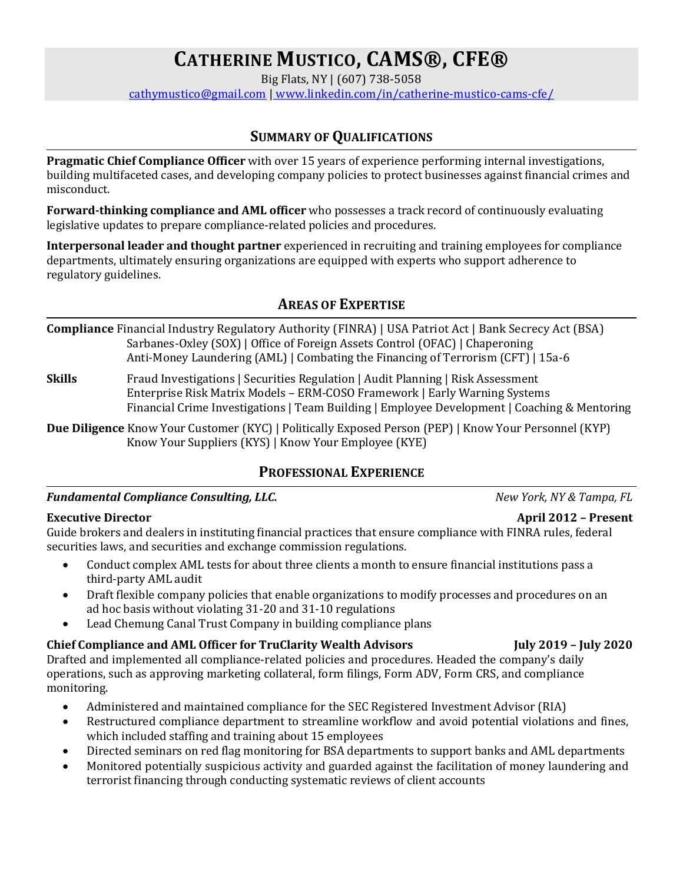# CATHERINE MUSTICO, CAMS®, CFE®

Big Flats, NY | (607) 738-5058

[cathymustico@gmail.com](mailto:cathymustico@gmail.com) | [www.linkedin.com/in/catherine-mustico-cams-cfe/](http://www.linkedin.com/in/catherine-mustico-cams-cfe/)

## SUMMARY OF QUALIFICATIONS

**Pragmatic Chief Compliance Officer** with over 15 years of experience performing internal investigations, building multifaceted cases, and developing company policies to protect businesses against financial crimes and misconduct.

**Forward-thinking compliance and AML officer** who possesses a track record of continuously evaluating legislative updates to prepare compliance-related policies and procedures.

**Interpersonal leader and thought partner** experienced in recruiting and training employees for compliance departments, ultimately ensuring organizations are equipped with experts who support adherence to regulatory guidelines.

## AREAS OF EXPERTISE

**Compliance** Financial Industry Regulatory Authority (FINRA) | USA Patriot Act | Bank Secrecy Act (BSA) Sarbanes-Oxley (SOX) | Office of Foreign Assets Control (OFAC) | Chaperoning Anti-Money Laundering (AML) | Combating the Financing of Terrorism (CFT) | 15a-6

**Skills** Fraud Investigations | Securities Regulation | Audit Planning | Risk Assessment Enterprise Risk Matrix Models – ERM-COSO Framework | Early Warning Systems Financial Crime Investigations | Team Building | Employee Development | Coaching & Mentoring

**Due Diligence** Know Your Customer (KYC) | Politically Exposed Person (PEP) | Know Your Personnel (KYP) Know Your Suppliers (KYS) | Know Your Employee (KYE)

## PROFESSIONAL EXPERIENCE

***Fundamental Compliance Consulting, LLC.*** — *New York, NY & Tampa, FL*

**Executive Director** — **April 2012 – Present**

Guide brokers and dealers in instituting financial practices that ensure compliance with FINRA rules, federal securities laws, and securities and exchange commission regulations.

- Conduct complex AML tests for about three clients a month to ensure financial institutions pass a third-party AML audit
- Draft flexible company policies that enable organizations to modify processes and procedures on an ad hoc basis without violating 31-20 and 31-10 regulations
- Lead Chemung Canal Trust Company in building compliance plans

**Chief Compliance and AML Officer for TruClarity Wealth Advisors** — **July 2019 – July 2020**

Drafted and implemented all compliance-related policies and procedures. Headed the company's daily operations, such as approving marketing collateral, form filings, Form ADV, Form CRS, and compliance monitoring.

- Administered and maintained compliance for the SEC Registered Investment Advisor (RIA)
- Restructured compliance department to streamline workflow and avoid potential violations and fines, which included staffing and training about 15 employees
- Directed seminars on red flag monitoring for BSA departments to support banks and AML departments
- Monitored potentially suspicious activity and guarded against the facilitation of money laundering and terrorist financing through conducting systematic reviews of client accounts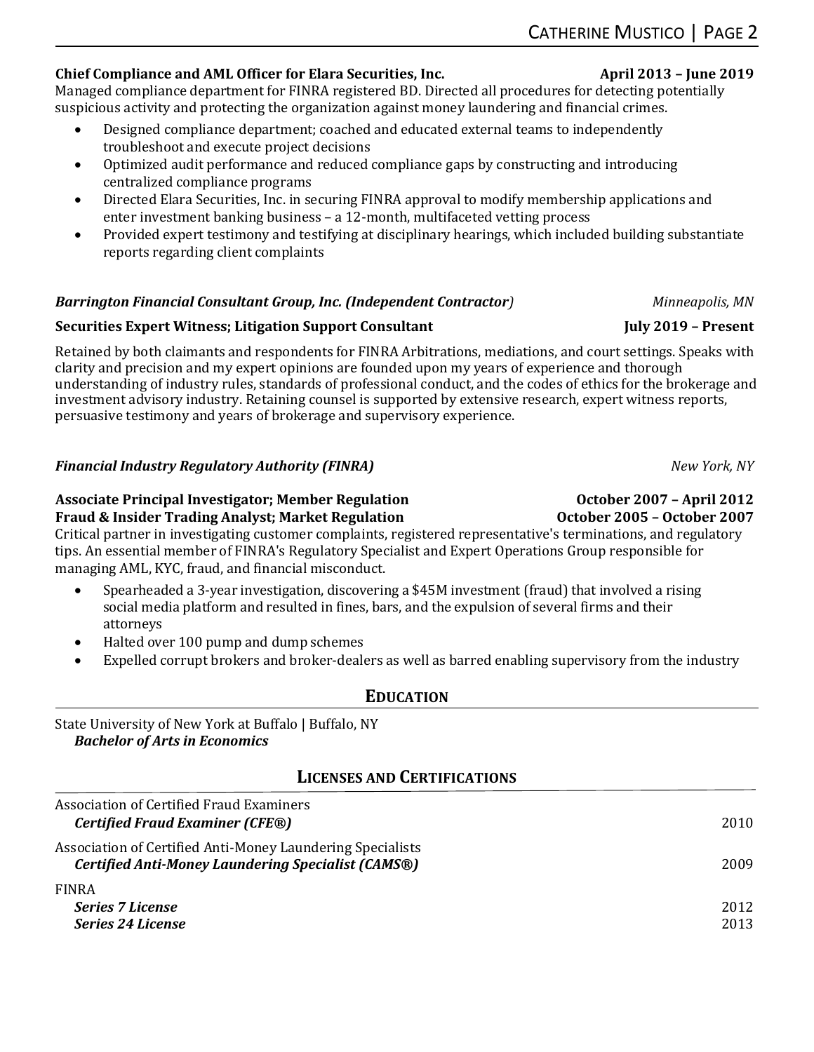**Chief Compliance and AML Officer for Elara Securities, Inc.** **April 2013 – June 2019**

Managed compliance department for FINRA registered BD. Directed all procedures for detecting potentially suspicious activity and protecting the organization against money laundering and financial crimes.

- Designed compliance department; coached and educated external teams to independently troubleshoot and execute project decisions
- Optimized audit performance and reduced compliance gaps by constructing and introducing centralized compliance programs
- Directed Elara Securities, Inc. in securing FINRA approval to modify membership applications and enter investment banking business – a 12-month, multifaceted vetting process
- Provided expert testimony and testifying at disciplinary hearings, which included building substantiate reports regarding client complaints

***Barrington Financial Consultant Group, Inc. (Independent Contractor)*** *Minneapolis, MN*

**Securities Expert Witness; Litigation Support Consultant** **July 2019 – Present**

Retained by both claimants and respondents for FINRA Arbitrations, mediations, and court settings. Speaks with clarity and precision and my expert opinions are founded upon my years of experience and thorough understanding of industry rules, standards of professional conduct, and the codes of ethics for the brokerage and investment advisory industry. Retaining counsel is supported by extensive research, expert witness reports, persuasive testimony and years of brokerage and supervisory experience.

***Financial Industry Regulatory Authority (FINRA)*** *New York, NY*

**Associate Principal Investigator; Member Regulation** **October 2007 – April 2012**
**Fraud & Insider Trading Analyst; Market Regulation** **October 2005 – October 2007**

Critical partner in investigating customer complaints, registered representative's terminations, and regulatory tips. An essential member of FINRA's Regulatory Specialist and Expert Operations Group responsible for managing AML, KYC, fraud, and financial misconduct.

- Spearheaded a 3-year investigation, discovering a $45M investment (fraud) that involved a rising social media platform and resulted in fines, bars, and the expulsion of several firms and their attorneys
- Halted over 100 pump and dump schemes
- Expelled corrupt brokers and broker-dealers as well as barred enabling supervisory from the industry

## Education

State University of New York at Buffalo | Buffalo, NY
***Bachelor of Arts in Economics***

## Licenses and Certifications

Association of Certified Fraud Examiners
***Certified Fraud Examiner (CFE®)*** 2010

Association of Certified Anti-Money Laundering Specialists
***Certified Anti-Money Laundering Specialist (CAMS®)*** 2009

FINRA
***Series 7 License*** 2012
***Series 24 License*** 2013